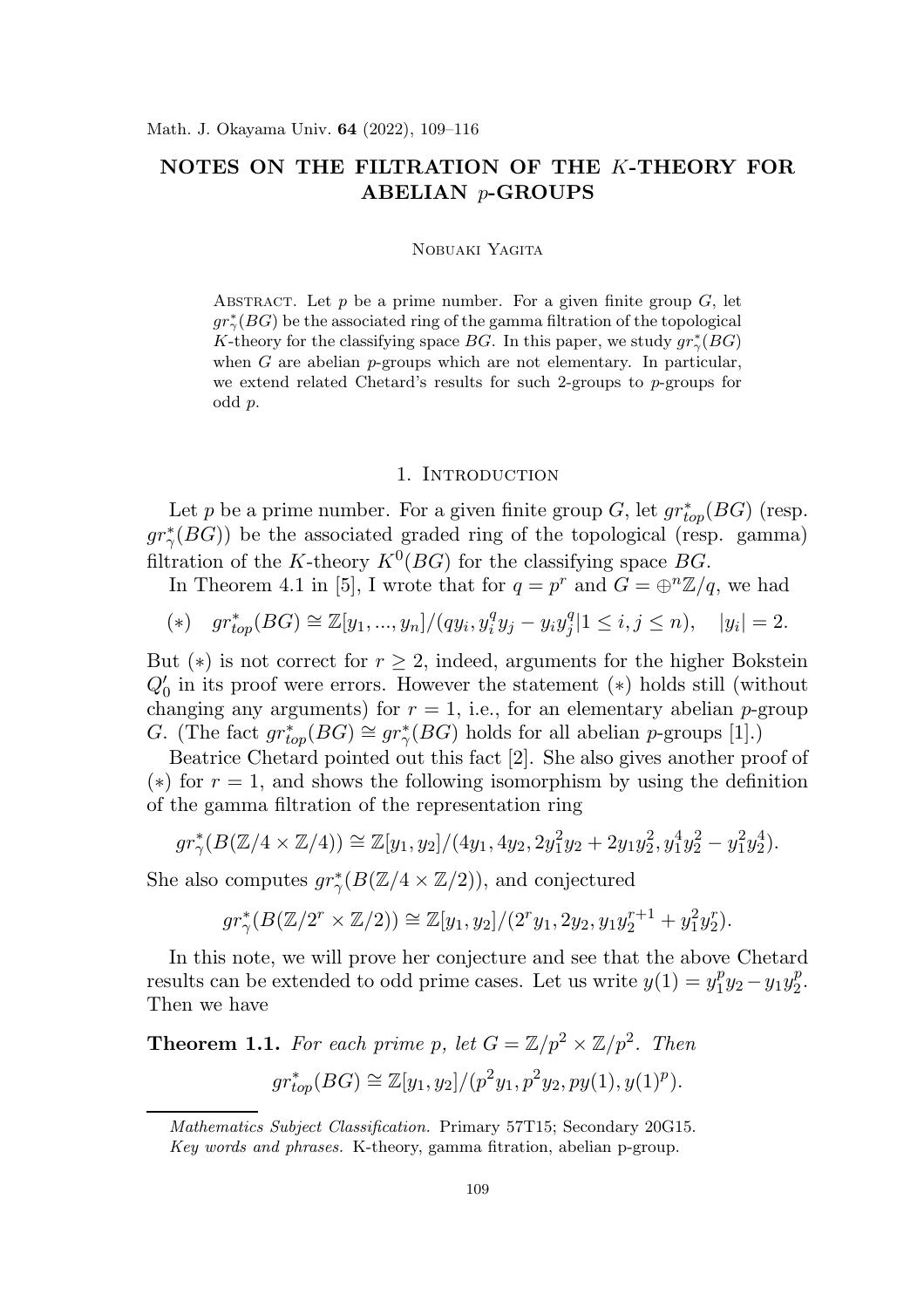# NOTES ON THE FILTRATION OF THE $K$-THEORY FOR ABELIAN $p$-GROUPS

Nobuaki Yagita

Abstract. Let $p$ be a prime number. For a given finite group $G$, let $gr^*_\gamma(BG)$ be the associated ring of the gamma filtration of the topological $K$-theory for the classifying space $BG$. In this paper, we study $gr^*_\gamma(BG)$ when $G$ are abelian $p$-groups which are not elementary. In particular, we extend related Chetard's results for such 2-groups to $p$-groups for odd $p$.

## 1. Introduction

Let $p$ be a prime number. For a given finite group $G$, let $gr^*_{top}(BG)$ (resp. $gr^*_\gamma(BG)$) be the associated graded ring of the topological (resp. gamma) filtration of the $K$-theory $K^0(BG)$ for the classifying space $BG$.

In Theorem 4.1 in [5], I wrote that for $q = p^r$ and $G = \oplus^n \mathbb{Z}/q$, we had

$$(*) \quad gr^*_{top}(BG) \cong \mathbb{Z}[y_1, ..., y_n]/(qy_i, y_i^q y_j - y_i y_j^q | 1 \leq i, j \leq n), \quad |y_i| = 2.$$

But $(*)$ is not correct for $r \geq 2$, indeed, arguments for the higher Bokstein $Q_0'$ in its proof were errors. However the statement $(*)$ holds still (without changing any arguments) for $r = 1$, i.e., for an elementary abelian $p$-group $G$. (The fact $gr^*_{top}(BG) \cong gr^*_\gamma(BG)$ holds for all abelian $p$-groups [1].)

Beatrice Chetard pointed out this fact [2]. She also gives another proof of $(*)$ for $r = 1$, and shows the following isomorphism by using the definition of the gamma filtration of the representation ring

$$gr^*_\gamma(B(\mathbb{Z}/4 \times \mathbb{Z}/4)) \cong \mathbb{Z}[y_1, y_2]/(4y_1, 4y_2, 2y_1^2 y_2 + 2y_1 y_2^2, y_1^4 y_2^2 - y_1^2 y_2^4).$$

She also computes $gr^*_\gamma(B(\mathbb{Z}/4 \times \mathbb{Z}/2))$, and conjectured

$$gr^*_\gamma(B(\mathbb{Z}/2^r \times \mathbb{Z}/2)) \cong \mathbb{Z}[y_1, y_2]/(2^r y_1, 2y_2, y_1 y_2^{r+1} + y_1^2 y_2^r).$$

In this note, we will prove her conjecture and see that the above Chetard results can be extended to odd prime cases. Let us write $y(1) = y_1^p y_2 - y_1 y_2^p$. Then we have

**Theorem 1.1.** *For each prime $p$, let $G = \mathbb{Z}/p^2 \times \mathbb{Z}/p^2$. Then*

$$gr^*_{top}(BG) \cong \mathbb{Z}[y_1, y_2]/(p^2 y_1, p^2 y_2, py(1), y(1)^p).$$

*Mathematics Subject Classification.* Primary 57T15; Secondary 20G15.

*Key words and phrases.* K-theory, gamma fitration, abelian p-group.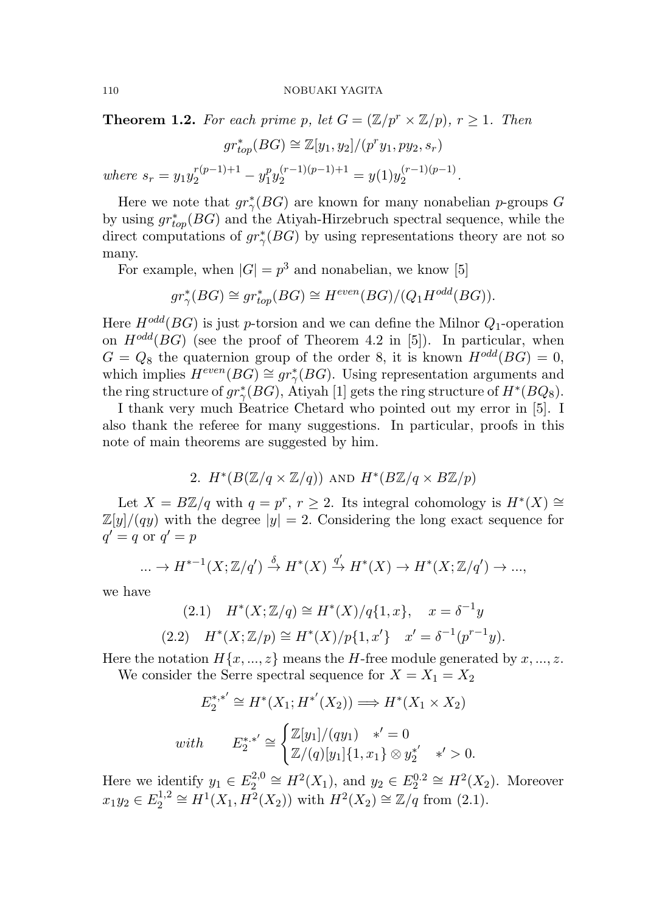**Theorem 1.2.** *For each prime $p$, let $G = (\mathbb{Z}/p^r \times \mathbb{Z}/p)$, $r \geq 1$. Then*

$$gr_{top}^*(BG) \cong \mathbb{Z}[y_1, y_2]/(p^r y_1, py_2, s_r)$$

*where* $s_r = y_1 y_2^{r(p-1)+1} - y_1^p y_2^{(r-1)(p-1)+1} = y(1) y_2^{(r-1)(p-1)}$.

Here we note that $gr_\gamma^*(BG)$ are known for many nonabelian $p$-groups $G$ by using $gr_{top}^*(BG)$ and the Atiyah-Hirzebruch spectral sequence, while the direct computations of $gr_\gamma^*(BG)$ by using representations theory are not so many.

For example, when $|G| = p^3$ and nonabelian, we know [5]

$$gr_\gamma^*(BG) \cong gr_{top}^*(BG) \cong H^{even}(BG)/(Q_1 H^{odd}(BG)).$$

Here $H^{odd}(BG)$ is just $p$-torsion and we can define the Milnor $Q_1$-operation on $H^{odd}(BG)$ (see the proof of Theorem 4.2 in [5]). In particular, when $G = Q_8$ the quaternion group of the order 8, it is known $H^{odd}(BG) = 0$, which implies $H^{even}(BG) \cong gr_\gamma^*(BG)$. Using representation arguments and the ring structure of $gr_\gamma^*(BG)$, Atiyah [1] gets the ring structure of $H^*(BQ_8)$.

I thank very much Beatrice Chetard who pointed out my error in [5]. I also thank the referee for many suggestions. In particular, proofs in this note of main theorems are suggested by him.

## 2. $H^*(B(\mathbb{Z}/q \times \mathbb{Z}/q))$ and $H^*(B\mathbb{Z}/q \times B\mathbb{Z}/p)$

Let $X = B\mathbb{Z}/q$ with $q = p^r$, $r \geq 2$. Its integral cohomology is $H^*(X) \cong \mathbb{Z}[y]/(qy)$ with the degree $|y| = 2$. Considering the long exact sequence for $q' = q$ or $q' = p$

$$... \to H^{*-1}(X; \mathbb{Z}/q') \xrightarrow{\delta} H^*(X) \xrightarrow{q'} H^*(X) \to H^*(X; \mathbb{Z}/q') \to ...,$$

we have

$$(2.1) \quad H^*(X; \mathbb{Z}/q) \cong H^*(X)/q\{1, x\}, \quad x = \delta^{-1} y$$

$$(2.2) \quad H^*(X; \mathbb{Z}/p) \cong H^*(X)/p\{1, x'\} \quad x' = \delta^{-1}(p^{r-1} y).$$

Here the notation $H\{x, ..., z\}$ means the $H$-free module generated by $x, ..., z$.

We consider the Serre spectral sequence for $X = X_1 = X_2$

$$E_2^{*,*'} \cong H^*(X_1; H^{*'}(X_2)) \Longrightarrow H^*(X_1 \times X_2)$$

$$with \qquad E_2^{*,*'} \cong \begin{cases} \mathbb{Z}[y_1]/(qy_1) & *' = 0 \\ \mathbb{Z}/(q)[y_1]\{1, x_1\} \otimes y_2^{*'} & *' > 0. \end{cases}$$

Here we identify $y_1 \in E_2^{2,0} \cong H^2(X_1)$, and $y_2 \in E_2^{0,2} \cong H^2(X_2)$. Moreover $x_1 y_2 \in E_2^{1,2} \cong H^1(X_1, H^2(X_2))$ with $H^2(X_2) \cong \mathbb{Z}/q$ from (2.1).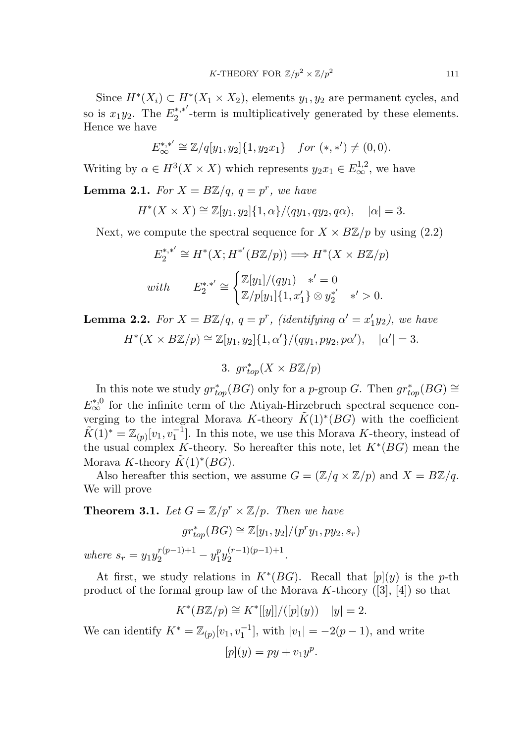Since $H^*(X_i) \subset H^*(X_1 \times X_2)$, elements $y_1, y_2$ are permanent cycles, and so is $x_1 y_2$. The $E_2^{*,*'}$-term is multiplicatively generated by these elements. Hence we have

$$E_\infty^{*,*'} \cong \mathbb{Z}/q[y_1, y_2]\{1, y_2 x_1\} \quad for\ (*, *') \neq (0,0).$$

Writing by $\alpha \in H^3(X \times X)$ which represents $y_2 x_1 \in E_\infty^{1,2}$, we have

**Lemma 2.1.** *For $X = B\mathbb{Z}/q$, $q = p^r$, we have*

$$H^*(X \times X) \cong \mathbb{Z}[y_1, y_2]\{1, \alpha\}/(q y_1, q y_2, q\alpha), \quad |\alpha| = 3.$$

Next, we compute the spectral sequence for $X \times B\mathbb{Z}/p$ by using (2.2)

$$E_2^{*,*'} \cong H^*(X; H^{*'}(B\mathbb{Z}/p)) \Longrightarrow H^*(X \times B\mathbb{Z}/p)$$

$$with \qquad E_2^{*,*'} \cong \begin{cases} \mathbb{Z}[y_1]/(q y_1) & *' = 0 \\ \mathbb{Z}/p[y_1]\{1, x_1'\} \otimes y_2^{*'} & *' > 0. \end{cases}$$

**Lemma 2.2.** *For $X = B\mathbb{Z}/q$, $q = p^r$, (identifying $\alpha' = x_1' y_2$), we have*

$$H^*(X \times B\mathbb{Z}/p) \cong \mathbb{Z}[y_1, y_2]\{1, \alpha'\}/(q y_1, p y_2, p\alpha'), \quad |\alpha'| = 3.$$

## 3. $gr_{top}^*(X \times B\mathbb{Z}/p)$

In this note we study $gr_{top}^*(BG)$ only for a $p$-group $G$. Then $gr_{top}^*(BG) \cong E_\infty^{*,0}$ for the infinite term of the Atiyah-Hirzebruch spectral sequence converging to the integral Morava $K$-theory $\tilde{K}(1)^*(BG)$ with the coefficient $\tilde{K}(1)^* = \mathbb{Z}_{(p)}[v_1, v_1^{-1}]$. In this note, we use this Morava $K$-theory, instead of the usual complex $K$-theory. So hereafter this note, let $K^*(BG)$ mean the Morava $K$-theory $\tilde{K}(1)^*(BG)$.

Also hereafter this section, we assume $G = (\mathbb{Z}/q \times \mathbb{Z}/p)$ and $X = B\mathbb{Z}/q$. We will prove

**Theorem 3.1.** *Let $G = \mathbb{Z}/p^r \times \mathbb{Z}/p$. Then we have*

$$gr_{top}^*(BG) \cong \mathbb{Z}[y_1, y_2]/(p^r y_1, p y_2, s_r)$$

*where $s_r = y_1 y_2^{r(p-1)+1} - y_1^p y_2^{(r-1)(p-1)+1}$.*

At first, we study relations in $K^*(BG)$. Recall that $[p](y)$ is the $p$-th product of the formal group law of the Morava $K$-theory ([3], [4]) so that

$$K^*(B\mathbb{Z}/p) \cong K^*[[y]]/([p](y)) \quad |y| = 2.$$

We can identify $K^* = \mathbb{Z}_{(p)}[v_1, v_1^{-1}]$, with $|v_1| = -2(p-1)$, and write

$$[p](y) = py + v_1 y^p.$$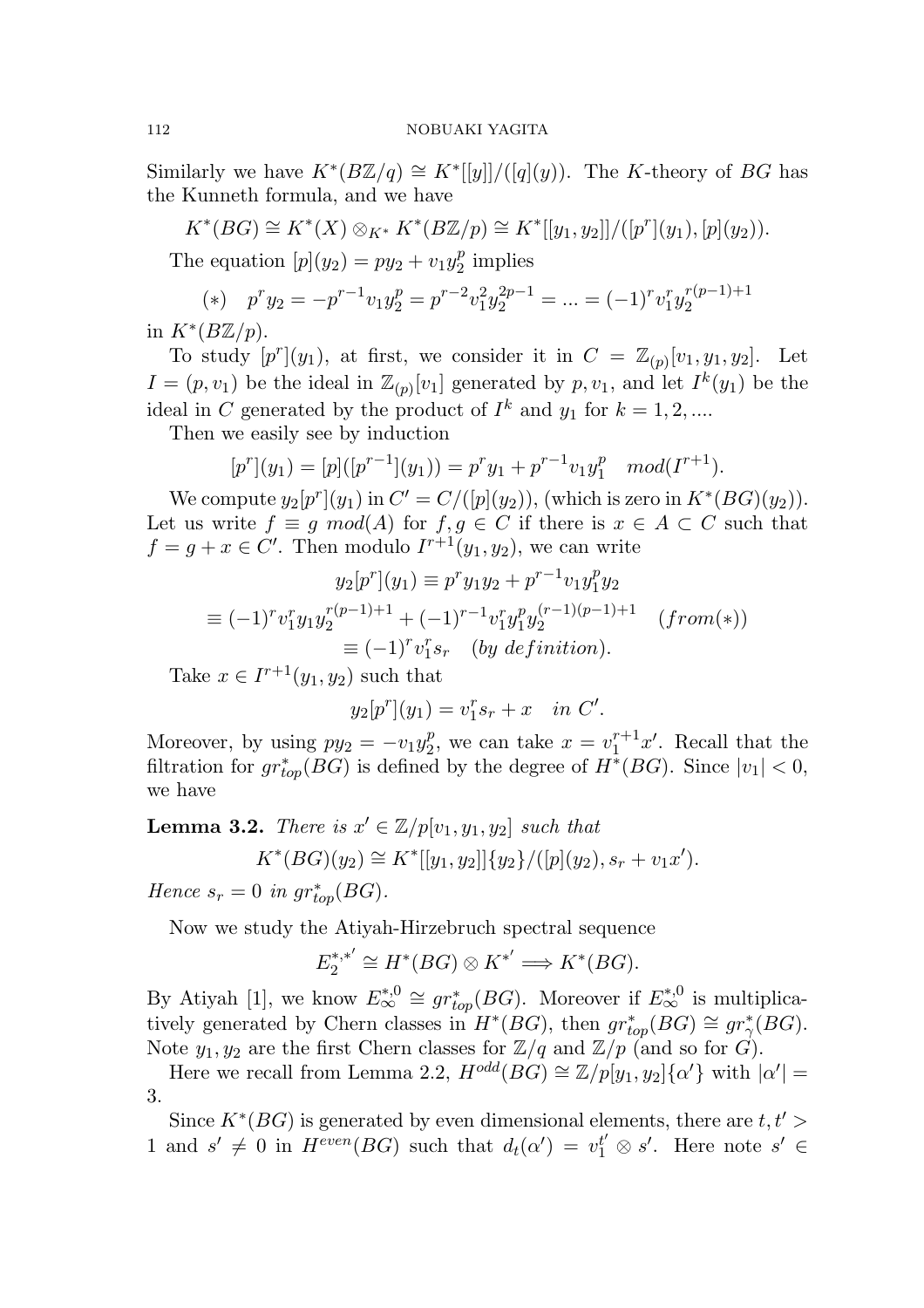Similarly we have $K^*(B\mathbb{Z}/q) \cong K^*[[y]]/([q](y))$. The $K$-theory of $BG$ has the Kunneth formula, and we have

$$K^*(BG) \cong K^*(X) \otimes_{K^*} K^*(B\mathbb{Z}/p) \cong K^*[[y_1, y_2]]/([p^r](y_1), [p](y_2)).$$

The equation $[p](y_2) = py_2 + v_1 y_2^p$ implies

$$(*) \quad p^r y_2 = -p^{r-1} v_1 y_2^p = p^{r-2} v_1^2 y_2^{2p-1} = ... = (-1)^r v_1^r y_2^{r(p-1)+1}$$

in $K^*(B\mathbb{Z}/p)$.

To study $[p^r](y_1)$, at first, we consider it in $C = \mathbb{Z}_{(p)}[v_1, y_1, y_2]$. Let $I = (p, v_1)$ be the ideal in $\mathbb{Z}_{(p)}[v_1]$ generated by $p, v_1$, and let $I^k(y_1)$ be the ideal in $C$ generated by the product of $I^k$ and $y_1$ for $k = 1, 2, ....$

Then we easily see by induction

$$[p^r](y_1) = [p]([p^{r-1}](y_1)) = p^r y_1 + p^{r-1} v_1 y_1^p \quad mod(I^{r+1}).$$

We compute $y_2[p^r](y_1)$ in $C' = C/([p](y_2))$, (which is zero in $K^*(BG)(y_2)$). Let us write $f \equiv g \ mod(A)$ for $f, g \in C$ if there is $x \in A \subset C$ such that $f = g + x \in C'$. Then modulo $I^{r+1}(y_1, y_2)$, we can write

$$y_2[p^r](y_1) \equiv p^r y_1 y_2 + p^{r-1} v_1 y_1^p y_2$$
$$\equiv (-1)^r v_1^r y_1 y_2^{r(p-1)+1} + (-1)^{r-1} v_1^r y_1^p y_2^{(r-1)(p-1)+1} \quad (from (*))$$
$$\equiv (-1)^r v_1^r s_r \quad (by\ definition).$$

Take $x \in I^{r+1}(y_1, y_2)$ such that

$$y_2[p^r](y_1) = v_1^r s_r + x \quad in\ C'.$$

Moreover, by using $py_2 = -v_1 y_2^p$, we can take $x = v_1^{r+1} x'$. Recall that the filtration for $gr_{top}^*(BG)$ is defined by the degree of $H^*(BG)$. Since $|v_1| < 0$, we have

**Lemma 3.2.** *There is $x' \in \mathbb{Z}/p[v_1, y_1, y_2]$ such that*

$$K^*(BG)(y_2) \cong K^*[[y_1, y_2]]\{y_2\}/([p](y_2), s_r + v_1 x').$$

*Hence $s_r = 0$ in $gr_{top}^*(BG)$.*

Now we study the Atiyah-Hirzebruch spectral sequence

$$E_2^{*,*'} \cong H^*(BG) \otimes K^{*'} \Longrightarrow K^*(BG).$$

By Atiyah [1], we know $E_\infty^{*,0} \cong gr_{top}^*(BG)$. Moreover if $E_\infty^{*,0}$ is multiplicatively generated by Chern classes in $H^*(BG)$, then $gr_{top}^*(BG) \cong gr_\gamma^*(BG)$. Note $y_1, y_2$ are the first Chern classes for $\mathbb{Z}/q$ and $\mathbb{Z}/p$ (and so for $G$).

Here we recall from Lemma 2.2, $H^{odd}(BG) \cong \mathbb{Z}/p[y_1, y_2]\{\alpha'\}$ with $|\alpha'| = 3$.

Since $K^*(BG)$ is generated by even dimensional elements, there are $t, t' > 1$ and $s' \neq 0$ in $H^{even}(BG)$ such that $d_t(\alpha') = v_1^{t'} \otimes s'$. Here note $s' \in$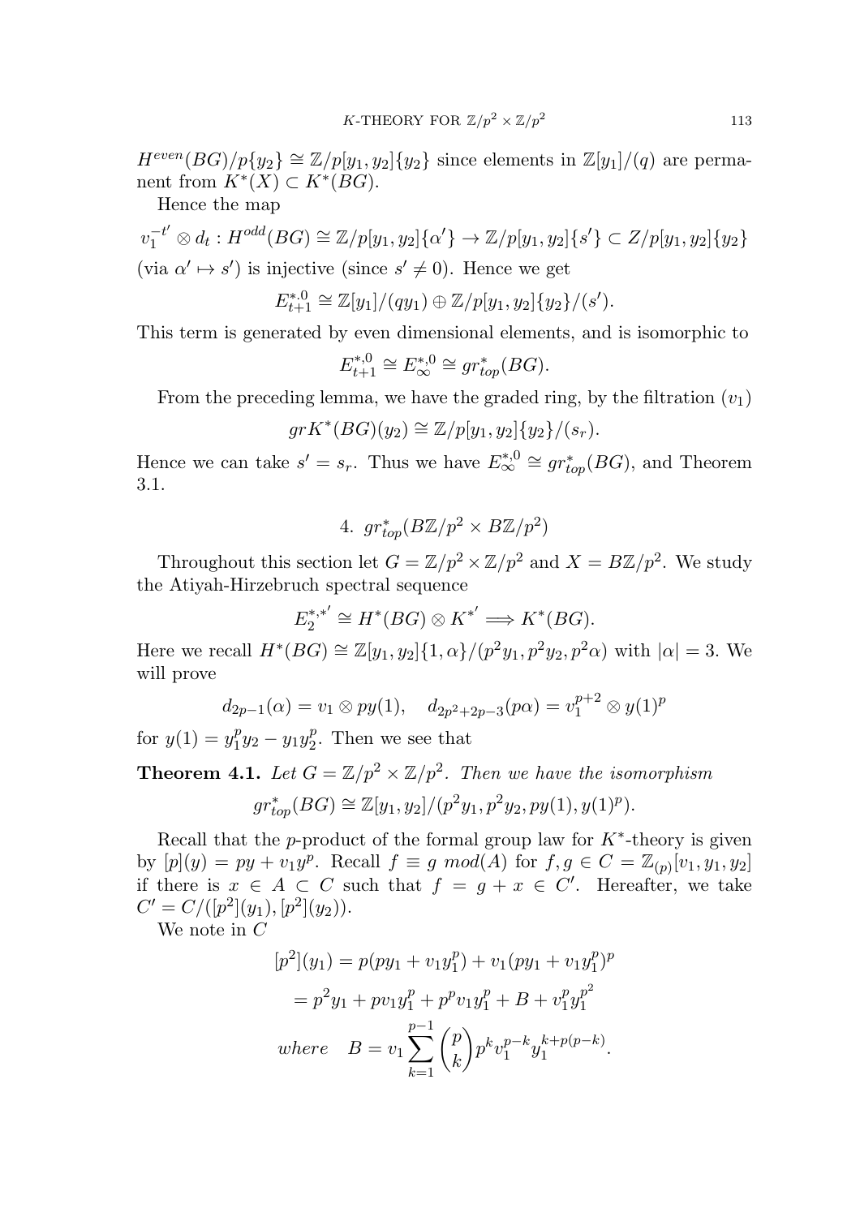$H^{even}(BG)/p\{y_2\} \cong \mathbb{Z}/p[y_1, y_2]\{y_2\}$ since elements in $\mathbb{Z}[y_1]/(q)$ are permanent from $K^*(X) \subset K^*(BG)$.

Hence the map

$$v_1^{-t'} \otimes d_t : H^{odd}(BG) \cong \mathbb{Z}/p[y_1, y_2]\{\alpha'\} \to \mathbb{Z}/p[y_1, y_2]\{s'\} \subset Z/p[y_1, y_2]\{y_2\}$$

(via $\alpha' \mapsto s'$) is injective (since $s' \neq 0$). Hence we get

$$E_{t+1}^{*,0} \cong \mathbb{Z}[y_1]/(qy_1) \oplus \mathbb{Z}/p[y_1, y_2]\{y_2\}/(s').$$

This term is generated by even dimensional elements, and is isomorphic to

$$E_{t+1}^{*,0} \cong E_\infty^{*,0} \cong gr_{top}^*(BG).$$

From the preceding lemma, we have the graded ring, by the filtration $(v_1)$

$$grK^*(BG)(y_2) \cong \mathbb{Z}/p[y_1, y_2]\{y_2\}/(s_r).$$

Hence we can take $s' = s_r$. Thus we have $E_\infty^{*,0} \cong gr_{top}^*(BG)$, and Theorem 3.1.

## 4. $gr_{top}^*(B\mathbb{Z}/p^2 \times B\mathbb{Z}/p^2)$

Throughout this section let $G = \mathbb{Z}/p^2 \times \mathbb{Z}/p^2$ and $X = B\mathbb{Z}/p^2$. We study the Atiyah-Hirzebruch spectral sequence

$$E_2^{*,*'} \cong H^*(BG) \otimes K^{*'} \Longrightarrow K^*(BG).$$

Here we recall $H^*(BG) \cong \mathbb{Z}[y_1, y_2]\{1, \alpha\}/(p^2y_1, p^2y_2, p^2\alpha)$ with $|\alpha| = 3$. We will prove

$$d_{2p-1}(\alpha) = v_1 \otimes py(1), \quad d_{2p^2+2p-3}(p\alpha) = v_1^{p+2} \otimes y(1)^p$$

for $y(1) = y_1^py_2 - y_1y_2^p$. Then we see that

**Theorem 4.1.** *Let $G = \mathbb{Z}/p^2 \times \mathbb{Z}/p^2$. Then we have the isomorphism*

$$gr_{top}^*(BG) \cong \mathbb{Z}[y_1, y_2]/(p^2y_1, p^2y_2, py(1), y(1)^p).$$

Recall that the $p$-product of the formal group law for $K^*$-theory is given by $[p](y) = py + v_1y^p$. Recall $f \equiv g \ mod(A)$ for $f, g \in C = \mathbb{Z}_{(p)}[v_1, y_1, y_2]$ if there is $x \in A \subset C$ such that $f = g + x \in C'$. Hereafter, we take $C' = C/([p^2](y_1), [p^2](y_2))$.

We note in $C$

$$\begin{aligned}
[p^2](y_1) &= p(py_1 + v_1y_1^p) + v_1(py_1 + v_1y_1^p)^p \\
&= p^2y_1 + pv_1y_1^p + p^pv_1y_1^p + B + v_1^py_1^{p^2} \\
where \quad B &= v_1 \sum_{k=1}^{p-1} \binom{p}{k} p^k v_1^{p-k} y_1^{k+p(p-k)}.
\end{aligned}$$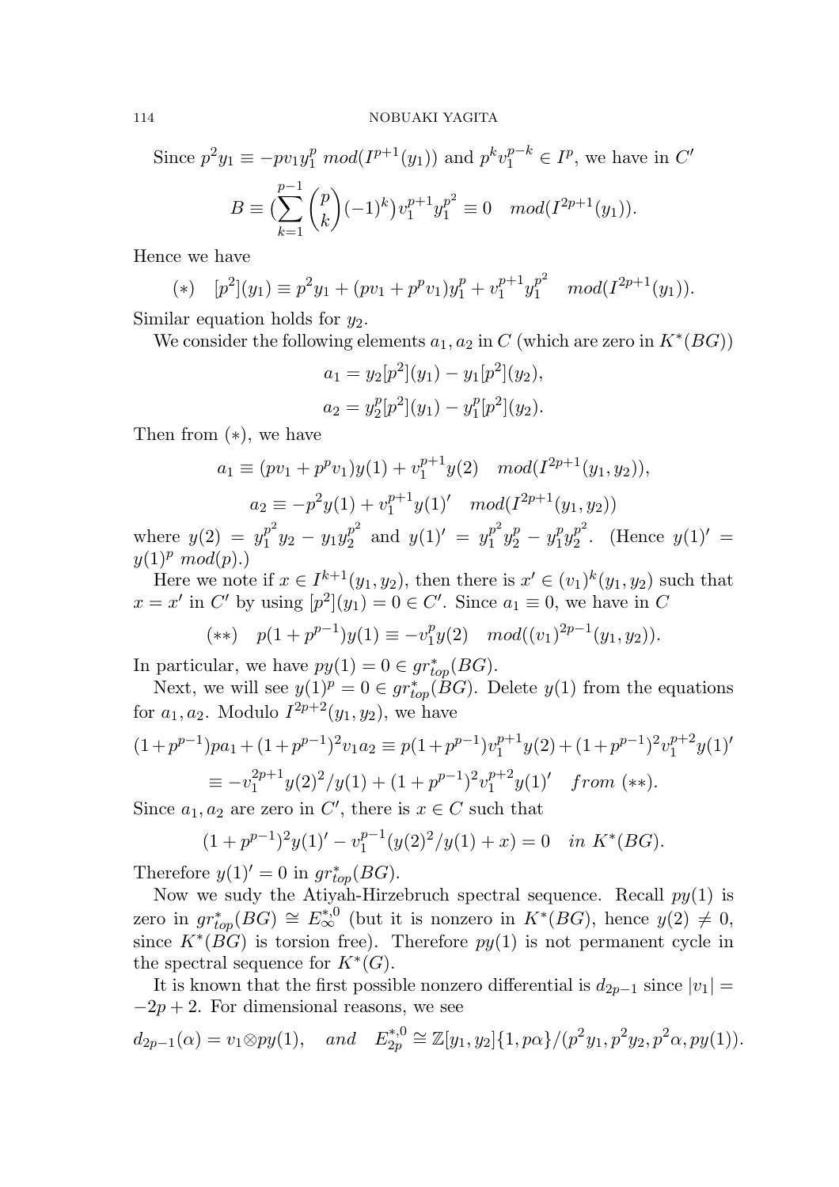Since $p^2 y_1 \equiv -pv_1 y_1^p \ mod(I^{p+1}(y_1))$ and $p^k v_1^{p-k} \in I^p$, we have in $C'$

$$B \equiv (\sum_{k=1}^{p-1} \binom{p}{k} (-1)^k) v_1^{p+1} y_1^{p^2} \equiv 0 \quad mod(I^{2p+1}(y_1)).$$

Hence we have

$$(*) \quad [p^2](y_1) \equiv p^2 y_1 + (pv_1 + p^p v_1) y_1^p + v_1^{p+1} y_1^{p^2} \quad mod(I^{2p+1}(y_1)).$$

Similar equation holds for $y_2$.

We consider the following elements $a_1, a_2$ in $C$ (which are zero in $K^*(BG)$)

$$a_1 = y_2[p^2](y_1) - y_1[p^2](y_2),$$
$$a_2 = y_2^p[p^2](y_1) - y_1^p[p^2](y_2).$$

Then from $(*)$, we have

$$a_1 \equiv (pv_1 + p^p v_1) y(1) + v_1^{p+1} y(2) \quad mod(I^{2p+1}(y_1, y_2)),$$
$$a_2 \equiv -p^2 y(1) + v_1^{p+1} y(1)' \quad mod(I^{2p+1}(y_1, y_2))$$

where $y(2) = y_1^{p^2} y_2 - y_1 y_2^{p^2}$ and $y(1)' = y_1^{p^2} y_2^p - y_1^p y_2^{p^2}$. (Hence $y(1)' = y(1)^p \ mod(p)$.)

Here we note if $x \in I^{k+1}(y_1, y_2)$, then there is $x' \in (v_1)^k(y_1, y_2)$ such that $x = x'$ in $C'$ by using $[p^2](y_1) = 0 \in C'$. Since $a_1 \equiv 0$, we have in $C$

$$(**) \quad p(1 + p^{p-1}) y(1) \equiv -v_1^p y(2) \quad mod((v_1)^{2p-1}(y_1, y_2)).$$

In particular, we have $py(1) = 0 \in gr_{top}^*(BG)$.

Next, we will see $y(1)^p = 0 \in gr_{top}^*(BG)$. Delete $y(1)$ from the equations for $a_1, a_2$. Modulo $I^{2p+2}(y_1, y_2)$, we have

$$(1+p^{p-1})pa_1 + (1+p^{p-1})^2 v_1 a_2 \equiv p(1+p^{p-1}) v_1^{p+1} y(2) + (1+p^{p-1})^2 v_1^{p+2} y(1)'$$
$$\equiv -v_1^{2p+1} y(2)^2/y(1) + (1+p^{p-1})^2 v_1^{p+2} y(1)' \quad from\ (**).$$

Since $a_1, a_2$ are zero in $C'$, there is $x \in C$ such that

$$(1+p^{p-1})^2 y(1)' - v_1^{p-1}(y(2)^2/y(1) + x) = 0 \quad in\ K^*(BG).$$

Therefore $y(1)' = 0$ in $gr_{top}^*(BG)$.

Now we sudy the Atiyah-Hirzebruch spectral sequence. Recall $py(1)$ is zero in $gr_{top}^*(BG) \cong E_\infty^{*,0}$ (but it is nonzero in $K^*(BG)$, hence $y(2) \neq 0$, since $K^*(BG)$ is torsion free). Therefore $py(1)$ is not permanent cycle in the spectral sequence for $K^*(G)$.

It is known that the first possible nonzero differential is $d_{2p-1}$ since $|v_1| = -2p+2$. For dimensional reasons, we see

$$d_{2p-1}(\alpha) = v_1 \otimes py(1), \quad and \quad E_{2p}^{*,0} \cong \mathbb{Z}[y_1, y_2]\{1, p\alpha\}/(p^2 y_1, p^2 y_2, p^2 \alpha, py(1)).$$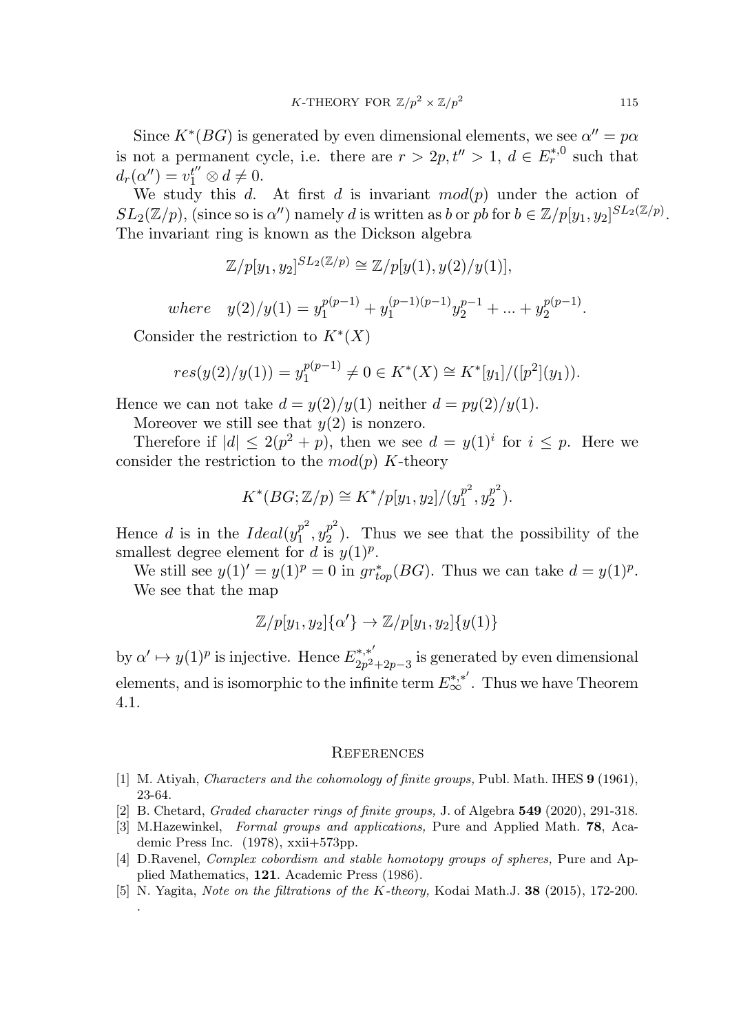Since $K^*(BG)$ is generated by even dimensional elements, we see $\alpha'' = p\alpha$ is not a permanent cycle, i.e. there are $r > 2p, t'' > 1$, $d \in E_r^{*,0}$ such that $d_r(\alpha'') = v_1^{t''} \otimes d \neq 0$.

We study this $d$. At first $d$ is invariant $mod(p)$ under the action of $SL_2(\mathbb{Z}/p)$, (since so is $\alpha''$) namely $d$ is written as $b$ or $pb$ for $b \in \mathbb{Z}/p[y_1, y_2]^{SL_2(\mathbb{Z}/p)}$. The invariant ring is known as the Dickson algebra

$$\mathbb{Z}/p[y_1, y_2]^{SL_2(\mathbb{Z}/p)} \cong \mathbb{Z}/p[y(1), y(2)/y(1)],$$

$$where \quad y(2)/y(1) = y_1^{p(p-1)} + y_1^{(p-1)(p-1)} y_2^{p-1} + ... + y_2^{p(p-1)}.$$

Consider the restriction to $K^*(X)$

$$res(y(2)/y(1)) = y_1^{p(p-1)} \neq 0 \in K^*(X) \cong K^*[y_1]/([p^2](y_1)).$$

Hence we can not take $d = y(2)/y(1)$ neither $d = py(2)/y(1)$.

Moreover we still see that $y(2)$ is nonzero.

Therefore if $|d| \leq 2(p^2 + p)$, then we see $d = y(1)^i$ for $i \leq p$. Here we consider the restriction to the $mod(p)$ $K$-theory

$$K^*(BG; \mathbb{Z}/p) \cong K^*/p[y_1, y_2]/(y_1^{p^2}, y_2^{p^2}).$$

Hence $d$ is in the $Ideal(y_1^{p^2}, y_2^{p^2})$. Thus we see that the possibility of the smallest degree element for $d$ is $y(1)^p$.

We still see $y(1)' = y(1)^p = 0$ in $gr_{top}^*(BG)$. Thus we can take $d = y(1)^p$.

We see that the map

$$\mathbb{Z}/p[y_1, y_2]\{\alpha'\} \to \mathbb{Z}/p[y_1, y_2]\{y(1)\}$$

by $\alpha' \mapsto y(1)^p$ is injective. Hence $E_{2p^2+2p-3}^{*,*'}$ is generated by even dimensional elements, and is isomorphic to the infinite term $E_\infty^{*,*'}$. Thus we have Theorem 4.1.

## References

[1] M. Atiyah, *Characters and the cohomology of finite groups,* Publ. Math. IHES **9** (1961), 23-64.

[2] B. Chetard, *Graded character rings of finite groups,* J. of Algebra **549** (2020), 291-318.

[3] M.Hazewinkel, *Formal groups and applications,* Pure and Applied Math. **78**, Academic Press Inc. (1978), xxii+573pp.

[4] D.Ravenel, *Complex cobordism and stable homotopy groups of spheres,* Pure and Applied Mathematics, **121**. Academic Press (1986).

[5] N. Yagita, *Note on the filtrations of the K-theory,* Kodai Math.J. **38** (2015), 172-200.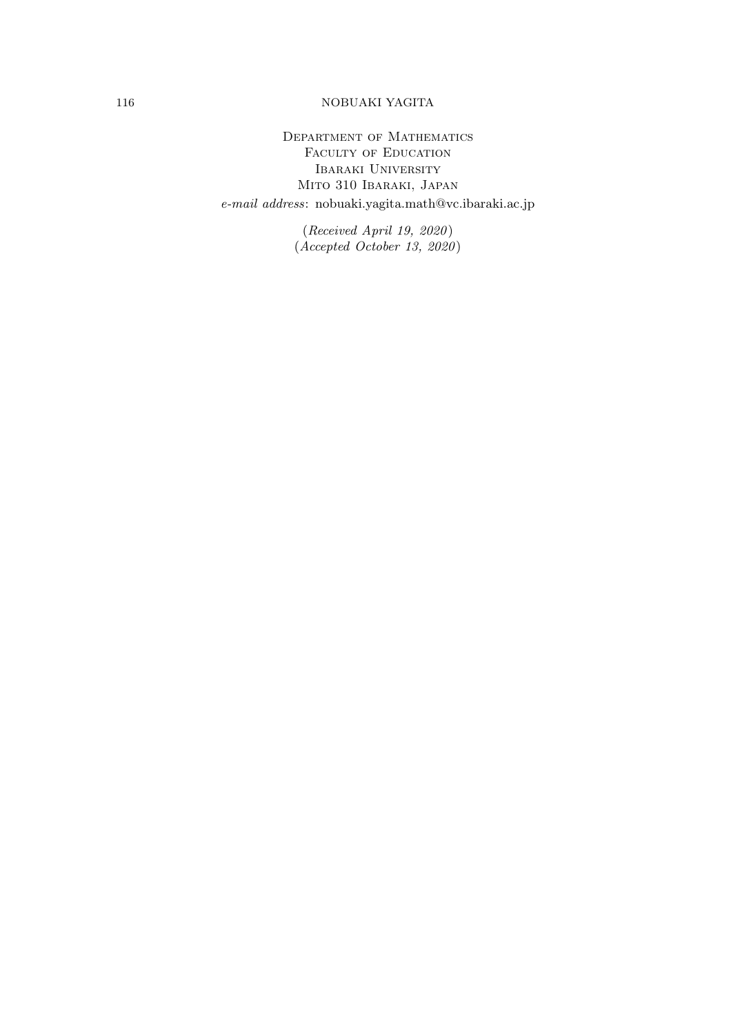Department of Mathematics
Faculty of Education
Ibaraki University
Mito 310 Ibaraki, Japan
*e-mail address*: nobuaki.yagita.math@vc.ibaraki.ac.jp

(*Received April 19, 2020*)
(*Accepted October 13, 2020*)